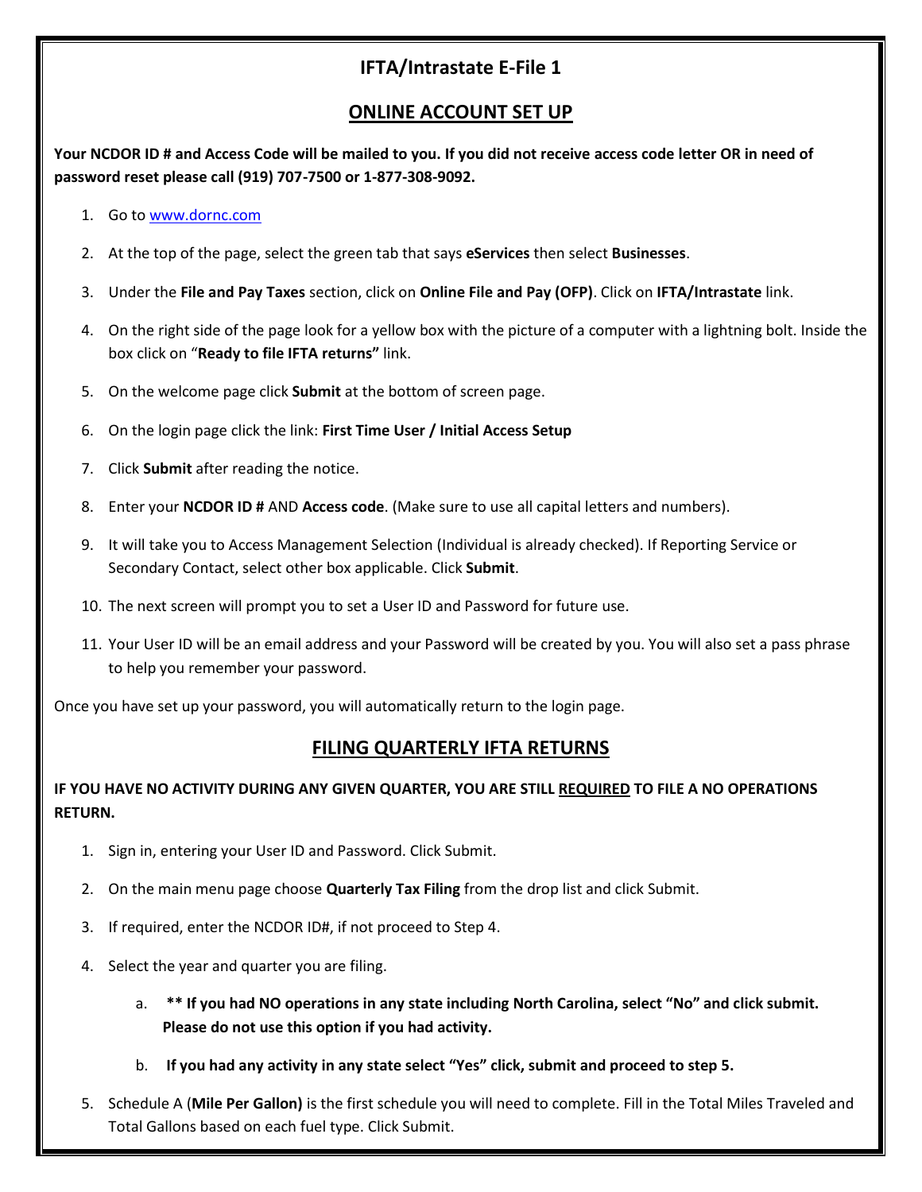# IFTA/Intrastate E-File 1

## ONLINE ACCOUNT SET UP

**Your NCDOR ID # and Access Code will be mailed to you. If you did not receive access code letter OR in need of password reset please call (919) 707-7500 or 1-877-308-9092.**

1. Go to www.dornc.com
2. At the top of the page, select the green tab that says **eServices** then select **Businesses**.
3. Under the **File and Pay Taxes** section, click on **Online File and Pay (OFP)**. Click on **IFTA/Intrastate** link.
4. On the right side of the page look for a yellow box with the picture of a computer with a lightning bolt. Inside the box click on "**Ready to file IFTA returns"** link.
5. On the welcome page click **Submit** at the bottom of screen page.
6. On the login page click the link: **First Time User / Initial Access Setup**
7. Click **Submit** after reading the notice.
8. Enter your **NCDOR ID #** AND **Access code**. (Make sure to use all capital letters and numbers).
9. It will take you to Access Management Selection (Individual is already checked). If Reporting Service or Secondary Contact, select other box applicable. Click **Submit**.
10. The next screen will prompt you to set a User ID and Password for future use.
11. Your User ID will be an email address and your Password will be created by you. You will also set a pass phrase to help you remember your password.

Once you have set up your password, you will automatically return to the login page.

## FILING QUARTERLY IFTA RETURNS

**IF YOU HAVE NO ACTIVITY DURING ANY GIVEN QUARTER, YOU ARE STILL <u>REQUIRED</u> TO FILE A NO OPERATIONS RETURN.**

1. Sign in, entering your User ID and Password. Click Submit.
2. On the main menu page choose **Quarterly Tax Filing** from the drop list and click Submit.
3. If required, enter the NCDOR ID#, if not proceed to Step 4.
4. Select the year and quarter you are filing.
   a. **** If you had NO operations in any state including North Carolina, select "No" and click submit. Please do not use this option if you had activity.**
   b. **If you had any activity in any state select "Yes" click, submit and proceed to step 5.**
5. Schedule A (**Mile Per Gallon)** is the first schedule you will need to complete. Fill in the Total Miles Traveled and Total Gallons based on each fuel type. Click Submit.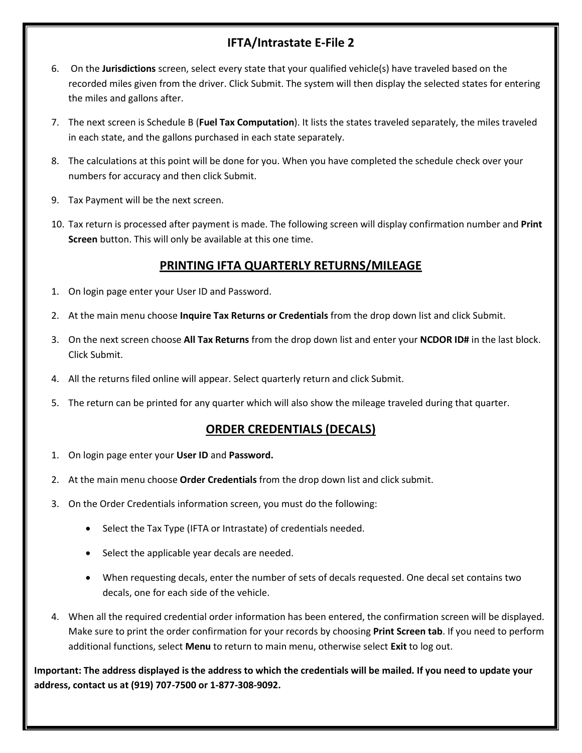# IFTA/Intrastate E-File 2

6. On the **Jurisdictions** screen, select every state that your qualified vehicle(s) have traveled based on the recorded miles given from the driver. Click Submit. The system will then display the selected states for entering the miles and gallons after.
7. The next screen is Schedule B (**Fuel Tax Computation**). It lists the states traveled separately, the miles traveled in each state, and the gallons purchased in each state separately.
8. The calculations at this point will be done for you. When you have completed the schedule check over your numbers for accuracy and then click Submit.
9. Tax Payment will be the next screen.
10. Tax return is processed after payment is made. The following screen will display confirmation number and **Print Screen** button. This will only be available at this one time.

## PRINTING IFTA QUARTERLY RETURNS/MILEAGE

1. On login page enter your User ID and Password.
2. At the main menu choose **Inquire Tax Returns or Credentials** from the drop down list and click Submit.
3. On the next screen choose **All Tax Returns** from the drop down list and enter your **NCDOR ID#** in the last block. Click Submit.
4. All the returns filed online will appear. Select quarterly return and click Submit.
5. The return can be printed for any quarter which will also show the mileage traveled during that quarter.

## ORDER CREDENTIALS (DECALS)

1. On login page enter your **User ID** and **Password.**
2. At the main menu choose **Order Credentials** from the drop down list and click submit.
3. On the Order Credentials information screen, you must do the following:
    - Select the Tax Type (IFTA or Intrastate) of credentials needed.
    - Select the applicable year decals are needed.
    - When requesting decals, enter the number of sets of decals requested. One decal set contains two decals, one for each side of the vehicle.
4. When all the required credential order information has been entered, the confirmation screen will be displayed. Make sure to print the order confirmation for your records by choosing **Print Screen tab**. If you need to perform additional functions, select **Menu** to return to main menu, otherwise select **Exit** to log out.

**Important: The address displayed is the address to which the credentials will be mailed. If you need to update your address, contact us at (919) 707-7500 or 1-877-308-9092.**